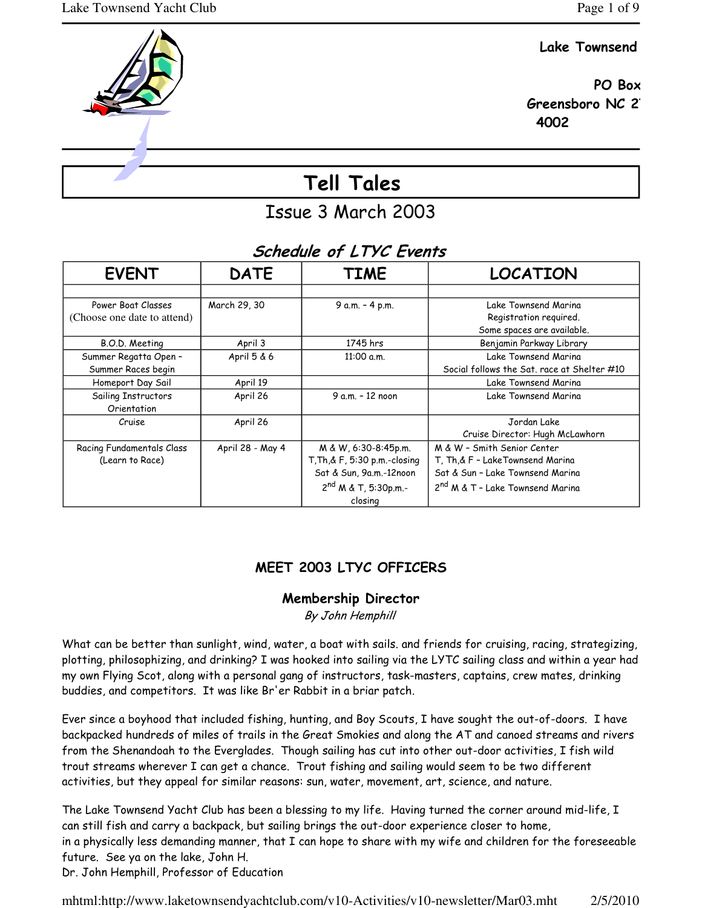**Lake Townsend**

**PO Box**
**Greensboro NC 2**
**4002**

# Tell Tales

## Issue 3 March 2003

### *Schedule of LTYC Events*

| EVENT | DATE | TIME | LOCATION |
|---|---|---|---|
| | | | |
| Power Boat Classes (Choose one date to attend) | March 29, 30 | 9 a.m. – 4 p.m. | Lake Townsend Marina<br>Registration required.<br>Some spaces are available. |
| B.O.D. Meeting | April 3 | 1745 hrs | Benjamin Parkway Library |
| Summer Regatta Open – Summer Races begin | April 5 & 6 | 11:00 a.m. | Lake Townsend Marina<br>Social follows the Sat. race at Shelter #10 |
| Homeport Day Sail | April 19 | | Lake Townsend Marina |
| Sailing Instructors Orientation | April 26 | 9 a.m. – 12 noon | Lake Townsend Marina |
| Cruise | April 26 | | Jordan Lake<br>Cruise Director: Hugh McLawhorn |
| Racing Fundamentals Class (Learn to Race) | April 28 - May 4 | M & W, 6:30-8:45p.m.<br>T,Th,& F, 5:30 p.m.-closing<br>Sat & Sun, 9a.m.-12noon<br>2nd M & T, 5:30p.m.-closing | M & W – Smith Senior Center<br>T, Th,& F – LakeTownsend Marina<br>Sat & Sun – Lake Townsend Marina<br>2nd M & T – Lake Townsend Marina |

### MEET 2003 LTYC OFFICERS

#### Membership Director

*By John Hemphill*

What can be better than sunlight, wind, water, a boat with sails. and friends for cruising, racing, strategizing, plotting, philosophizing, and drinking? I was hooked into sailing via the LYTC sailing class and within a year had my own Flying Scot, along with a personal gang of instructors, task-masters, captains, crew mates, drinking buddies, and competitors. It was like Br'er Rabbit in a briar patch.

Ever since a boyhood that included fishing, hunting, and Boy Scouts, I have sought the out-of-doors. I have backpacked hundreds of miles of trails in the Great Smokies and along the AT and canoed streams and rivers from the Shenandoah to the Everglades. Though sailing has cut into other out-door activities, I fish wild trout streams wherever I can get a chance. Trout fishing and sailing would seem to be two different activities, but they appeal for similar reasons: sun, water, movement, art, science, and nature.

The Lake Townsend Yacht Club has been a blessing to my life. Having turned the corner around mid-life, I can still fish and carry a backpack, but sailing brings the out-door experience closer to home, in a physically less demanding manner, that I can hope to share with my wife and children for the foreseeable future. See ya on the lake, John H.
Dr. John Hemphill, Professor of Education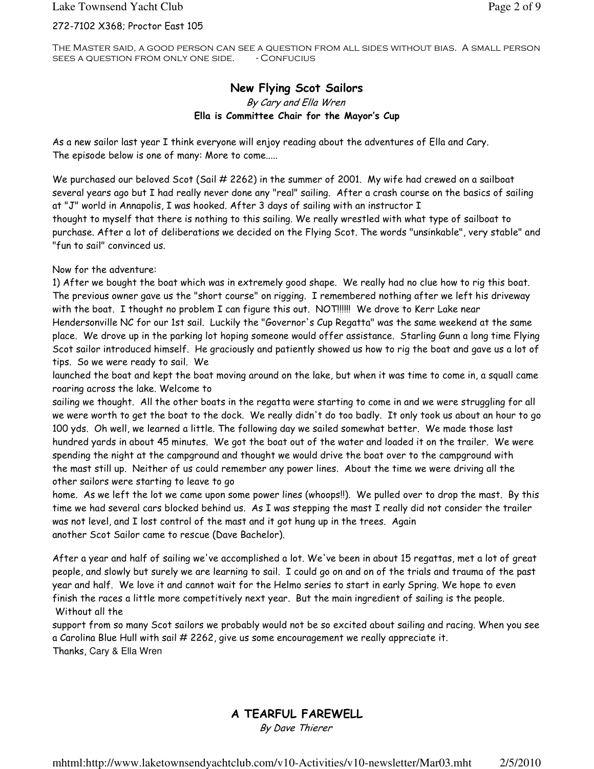272-7102 X368; Proctor East 105

The Master said, a good person can see a question from all sides without bias. A small person sees a question from only one side. - Confucius

## New Flying Scot Sailors

*By Cary and Ella Wren*

**Ella is Committee Chair for the Mayor's Cup**

As a new sailor last year I think everyone will enjoy reading about the adventures of Ella and Cary.
The episode below is one of many: More to come.....

We purchased our beloved Scot (Sail # 2262) in the summer of 2001. My wife had crewed on a sailboat several years ago but I had really never done any "real" sailing. After a crash course on the basics of sailing at "J" world in Annapolis, I was hooked. After 3 days of sailing with an instructor I thought to myself that there is nothing to this sailing. We really wrestled with what type of sailboat to purchase. After a lot of deliberations we decided on the Flying Scot. The words "unsinkable", very stable" and "fun to sail" convinced us.

Now for the adventure:

1) After we bought the boat which was in extremely good shape. We really had no clue how to rig this boat. The previous owner gave us the "short course" on rigging. I remembered nothing after we left his driveway with the boat. I thought no problem I can figure this out. NOT!!!!!! We drove to Kerr Lake near Hendersonville NC for our 1st sail. Luckily the "Governor's Cup Regatta" was the same weekend at the same place. We drove up in the parking lot hoping someone would offer assistance. Starling Gunn a long time Flying Scot sailor introduced himself. He graciously and patiently showed us how to rig the boat and gave us a lot of tips. So we were ready to sail. We launched the boat and kept the boat moving around on the lake, but when it was time to come in, a squall came roaring across the lake. Welcome to sailing we thought. All the other boats in the regatta were starting to come in and we were struggling for all we were worth to get the boat to the dock. We really didn't do too badly. It only took us about an hour to go 100 yds. Oh well, we learned a little. The following day we sailed somewhat better. We made those last hundred yards in about 45 minutes. We got the boat out of the water and loaded it on the trailer. We were spending the night at the campground and thought we would drive the boat over to the campground with the mast still up. Neither of us could remember any power lines. About the time we were driving all the other sailors were starting to leave to go home. As we left the lot we came upon some power lines (whoops!!). We pulled over to drop the mast. By this time we had several cars blocked behind us. As I was stepping the mast I really did not consider the trailer was not level, and I lost control of the mast and it got hung up in the trees. Again another Scot Sailor came to rescue (Dave Bachelor).

After a year and half of sailing we've accomplished a lot. We've been in about 15 regattas, met a lot of great people, and slowly but surely we are learning to sail. I could go on and on of the trials and trauma of the past year and half. We love it and cannot wait for the Helmo series to start in early Spring. We hope to even finish the races a little more competitively next year. But the main ingredient of sailing is the people. Without all the support from so many Scot sailors we probably would not be so excited about sailing and racing. When you see a Carolina Blue Hull with sail # 2262, give us some encouragement we really appreciate it.
Thanks, Cary & Ella Wren

## A TEARFUL FAREWELL

*By Dave Thierer*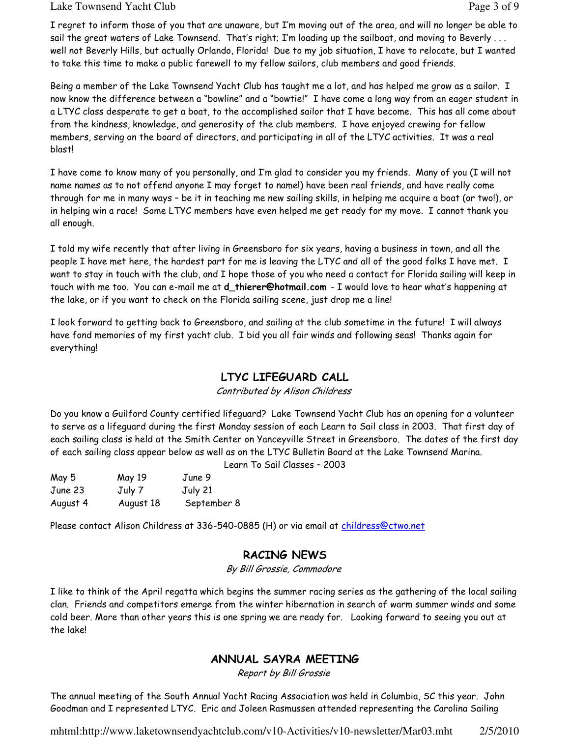I regret to inform those of you that are unaware, but I'm moving out of the area, and will no longer be able to sail the great waters of Lake Townsend. That's right; I'm loading up the sailboat, and moving to Beverly . . . well not Beverly Hills, but actually Orlando, Florida! Due to my job situation, I have to relocate, but I wanted to take this time to make a public farewell to my fellow sailors, club members and good friends.

Being a member of the Lake Townsend Yacht Club has taught me a lot, and has helped me grow as a sailor. I now know the difference between a "bowline" and a "bowtie!" I have come a long way from an eager student in a LTYC class desperate to get a boat, to the accomplished sailor that I have become. This has all come about from the kindness, knowledge, and generosity of the club members. I have enjoyed crewing for fellow members, serving on the board of directors, and participating in all of the LTYC activities. It was a real blast!

I have come to know many of you personally, and I'm glad to consider you my friends. Many of you (I will not name names as to not offend anyone I may forget to name!) have been real friends, and have really come through for me in many ways – be it in teaching me new sailing skills, in helping me acquire a boat (or two!), or in helping win a race! Some LTYC members have even helped me get ready for my move. I cannot thank you all enough.

I told my wife recently that after living in Greensboro for six years, having a business in town, and all the people I have met here, the hardest part for me is leaving the LTYC and all of the good folks I have met. I want to stay in touch with the club, and I hope those of you who need a contact for Florida sailing will keep in touch with me too. You can e-mail me at **d_thierer@hotmail.com** - I would love to hear what's happening at the lake, or if you want to check on the Florida sailing scene, just drop me a line!

I look forward to getting back to Greensboro, and sailing at the club sometime in the future! I will always have fond memories of my first yacht club. I bid you all fair winds and following seas! Thanks again for everything!

## LTYC LIFEGUARD CALL

*Contributed by Alison Childress*

Do you know a Guilford County certified lifeguard? Lake Townsend Yacht Club has an opening for a volunteer to serve as a lifeguard during the first Monday session of each Learn to Sail class in 2003. That first day of each sailing class is held at the Smith Center on Yanceyville Street in Greensboro. The dates of the first day of each sailing class appear below as well as on the LTYC Bulletin Board at the Lake Townsend Marina.

Learn To Sail Classes – 2003

| | | |
|---|---|---|
| May 5 | May 19 | June 9 |
| June 23 | July 7 | July 21 |
| August 4 | August 18 | September 8 |

Please contact Alison Childress at 336-540-0885 (H) or via email at childress@ctwo.net

## RACING NEWS

*By Bill Grossie, Commodore*

I like to think of the April regatta which begins the summer racing series as the gathering of the local sailing clan. Friends and competitors emerge from the winter hibernation in search of warm summer winds and some cold beer. More than other years this is one spring we are ready for. Looking forward to seeing you out at the lake!

## ANNUAL SAYRA MEETING

*Report by Bill Grossie*

The annual meeting of the South Annual Yacht Racing Association was held in Columbia, SC this year. John Goodman and I represented LTYC. Eric and Joleen Rasmussen attended representing the Carolina Sailing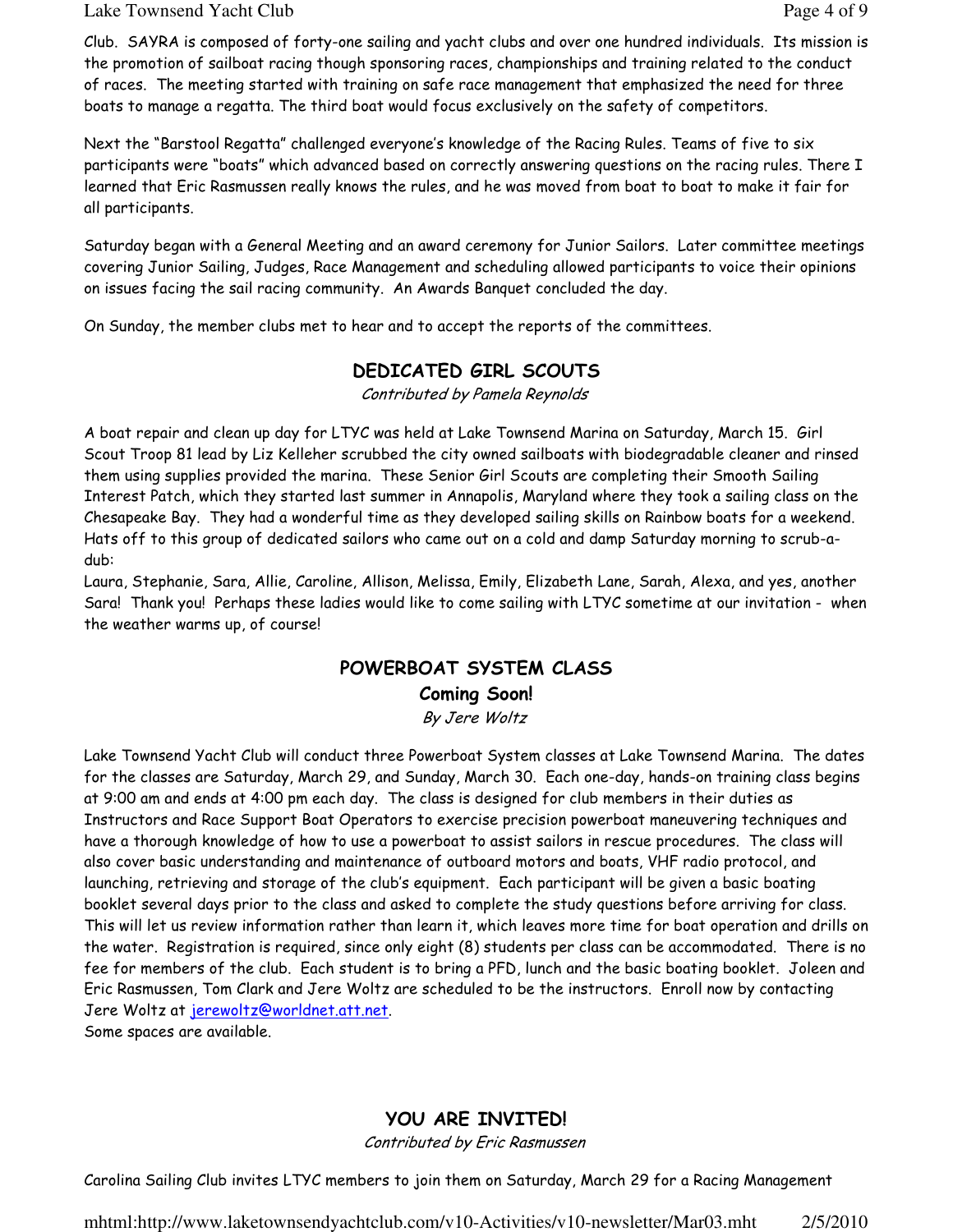Club. SAYRA is composed of forty-one sailing and yacht clubs and over one hundred individuals. Its mission is the promotion of sailboat racing though sponsoring races, championships and training related to the conduct of races. The meeting started with training on safe race management that emphasized the need for three boats to manage a regatta. The third boat would focus exclusively on the safety of competitors.

Next the "Barstool Regatta" challenged everyone's knowledge of the Racing Rules. Teams of five to six participants were "boats" which advanced based on correctly answering questions on the racing rules. There I learned that Eric Rasmussen really knows the rules, and he was moved from boat to boat to make it fair for all participants.

Saturday began with a General Meeting and an award ceremony for Junior Sailors. Later committee meetings covering Junior Sailing, Judges, Race Management and scheduling allowed participants to voice their opinions on issues facing the sail racing community. An Awards Banquet concluded the day.

On Sunday, the member clubs met to hear and to accept the reports of the committees.

## DEDICATED GIRL SCOUTS

*Contributed by Pamela Reynolds*

A boat repair and clean up day for LTYC was held at Lake Townsend Marina on Saturday, March 15. Girl Scout Troop 81 lead by Liz Kelleher scrubbed the city owned sailboats with biodegradable cleaner and rinsed them using supplies provided the marina. These Senior Girl Scouts are completing their Smooth Sailing Interest Patch, which they started last summer in Annapolis, Maryland where they took a sailing class on the Chesapeake Bay. They had a wonderful time as they developed sailing skills on Rainbow boats for a weekend. Hats off to this group of dedicated sailors who came out on a cold and damp Saturday morning to scrub-a-dub:

Laura, Stephanie, Sara, Allie, Caroline, Allison, Melissa, Emily, Elizabeth Lane, Sarah, Alexa, and yes, another Sara! Thank you! Perhaps these ladies would like to come sailing with LTYC sometime at our invitation - when the weather warms up, of course!

## POWERBOAT SYSTEM CLASS

### Coming Soon!

*By Jere Woltz*

Lake Townsend Yacht Club will conduct three Powerboat System classes at Lake Townsend Marina. The dates for the classes are Saturday, March 29, and Sunday, March 30. Each one-day, hands-on training class begins at 9:00 am and ends at 4:00 pm each day. The class is designed for club members in their duties as Instructors and Race Support Boat Operators to exercise precision powerboat maneuvering techniques and have a thorough knowledge of how to use a powerboat to assist sailors in rescue procedures. The class will also cover basic understanding and maintenance of outboard motors and boats, VHF radio protocol, and launching, retrieving and storage of the club's equipment. Each participant will be given a basic boating booklet several days prior to the class and asked to complete the study questions before arriving for class. This will let us review information rather than learn it, which leaves more time for boat operation and drills on the water. Registration is required, since only eight (8) students per class can be accommodated. There is no fee for members of the club. Each student is to bring a PFD, lunch and the basic boating booklet. Joleen and Eric Rasmussen, Tom Clark and Jere Woltz are scheduled to be the instructors. Enroll now by contacting Jere Woltz at jerewoltz@worldnet.att.net.
Some spaces are available.

## YOU ARE INVITED!

*Contributed by Eric Rasmussen*

Carolina Sailing Club invites LTYC members to join them on Saturday, March 29 for a Racing Management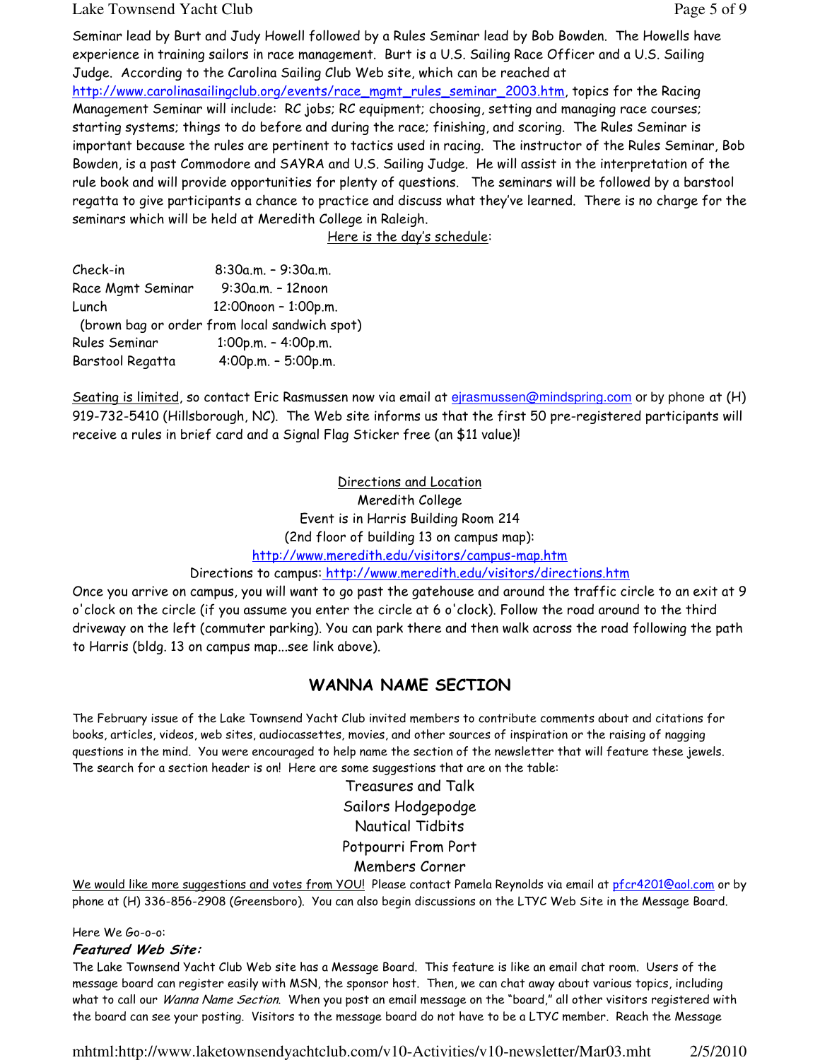Seminar lead by Burt and Judy Howell followed by a Rules Seminar lead by Bob Bowden. The Howells have experience in training sailors in race management. Burt is a U.S. Sailing Race Officer and a U.S. Sailing Judge. According to the Carolina Sailing Club Web site, which can be reached at http://www.carolinasailingclub.org/events/race_mgmt_rules_seminar_2003.htm, topics for the Racing Management Seminar will include: RC jobs; RC equipment; choosing, setting and managing race courses; starting systems; things to do before and during the race; finishing, and scoring. The Rules Seminar is important because the rules are pertinent to tactics used in racing. The instructor of the Rules Seminar, Bob Bowden, is a past Commodore and SAYRA and U.S. Sailing Judge. He will assist in the interpretation of the rule book and will provide opportunities for plenty of questions. The seminars will be followed by a barstool regatta to give participants a chance to practice and discuss what they've learned. There is no charge for the seminars which will be held at Meredith College in Raleigh.

Here is the day's schedule:

| | |
|---|---|
| Check-in | 8:30a.m. – 9:30a.m. |
| Race Mgmt Seminar | 9:30a.m. – 12noon |
| Lunch | 12:00noon – 1:00p.m. |
| (brown bag or order from local sandwich spot) | |
| Rules Seminar | 1:00p.m. – 4:00p.m. |
| Barstool Regatta | 4:00p.m. – 5:00p.m. |

Seating is limited, so contact Eric Rasmussen now via email at ejrasmussen@mindspring.com or by phone at (H) 919-732-5410 (Hillsborough, NC). The Web site informs us that the first 50 pre-registered participants will receive a rules in brief card and a Signal Flag Sticker free (an $11 value)!

Directions and Location
Meredith College
Event is in Harris Building Room 214
(2nd floor of building 13 on campus map):
http://www.meredith.edu/visitors/campus-map.htm
Directions to campus: http://www.meredith.edu/visitors/directions.htm

Once you arrive on campus, you will want to go past the gatehouse and around the traffic circle to an exit at 9 o'clock on the circle (if you assume you enter the circle at 6 o'clock). Follow the road around to the third driveway on the left (commuter parking). You can park there and then walk across the road following the path to Harris (bldg. 13 on campus map...see link above).

## WANNA NAME SECTION

The February issue of the Lake Townsend Yacht Club invited members to contribute comments about and citations for books, articles, videos, web sites, audiocassettes, movies, and other sources of inspiration or the raising of nagging questions in the mind. You were encouraged to help name the section of the newsletter that will feature these jewels. The search for a section header is on! Here are some suggestions that are on the table:

Treasures and Talk
Sailors Hodgepodge
Nautical Tidbits
Potpourri From Port
Members Corner

We would like more suggestions and votes from YOU! Please contact Pamela Reynolds via email at pfcr4201@aol.com or by phone at (H) 336-856-2908 (Greensboro). You can also begin discussions on the LTYC Web Site in the Message Board.

Here We Go-o-o:

***Featured Web Site:***

The Lake Townsend Yacht Club Web site has a Message Board. This feature is like an email chat room. Users of the message board can register easily with MSN, the sponsor host. Then, we can chat away about various topics, including what to call our *Wanna Name Section*. When you post an email message on the "board," all other visitors registered with the board can see your posting. Visitors to the message board do not have to be a LTYC member. Reach the Message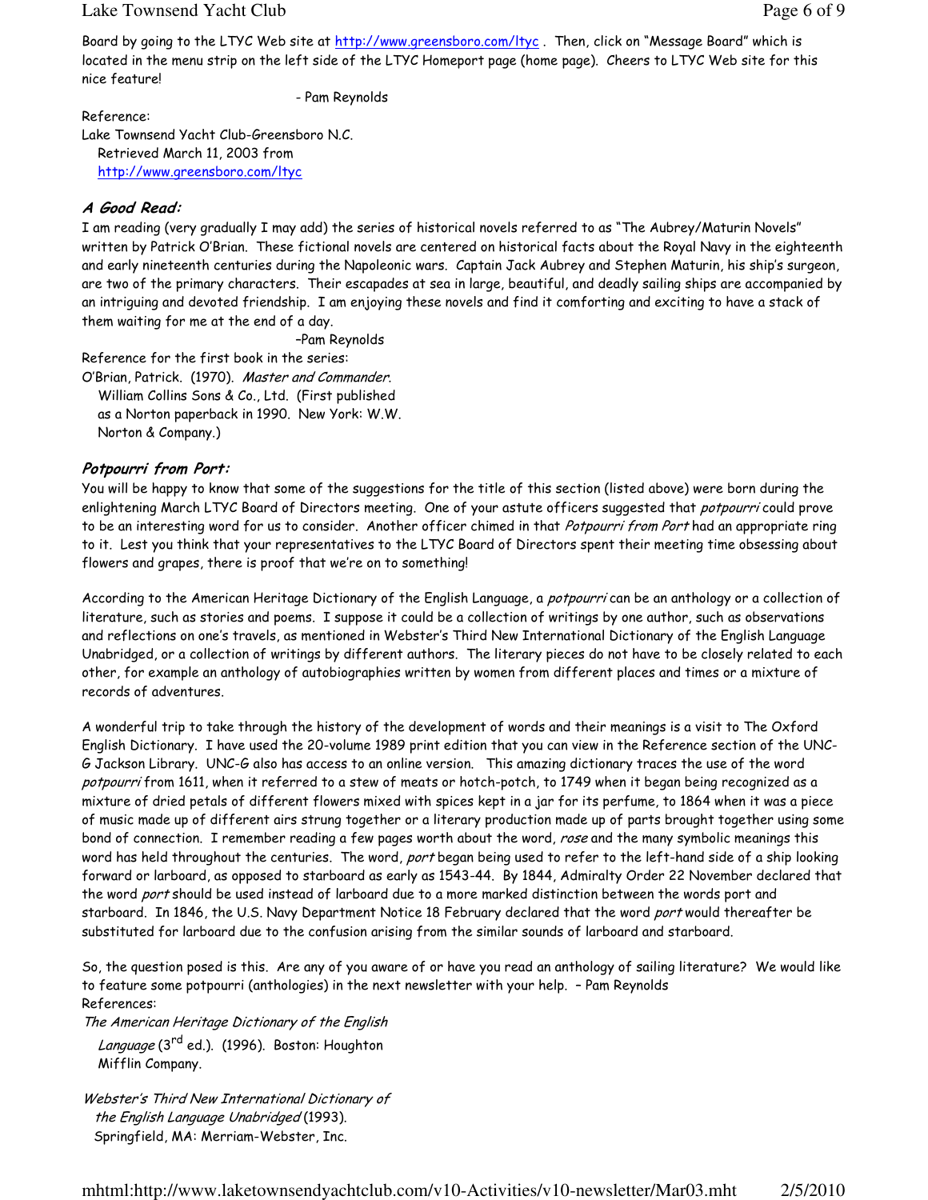Board by going to the LTYC Web site at http://www.greensboro.com/ltyc . Then, click on "Message Board" which is located in the menu strip on the left side of the LTYC Homeport page (home page). Cheers to LTYC Web site for this nice feature!

- Pam Reynolds

Reference:
Lake Townsend Yacht Club-Greensboro N.C.
Retrieved March 11, 2003 from
http://www.greensboro.com/ltyc

### *A Good Read:*

I am reading (very gradually I may add) the series of historical novels referred to as "The Aubrey/Maturin Novels" written by Patrick O'Brian. These fictional novels are centered on historical facts about the Royal Navy in the eighteenth and early nineteenth centuries during the Napoleonic wars. Captain Jack Aubrey and Stephen Maturin, his ship's surgeon, are two of the primary characters. Their escapades at sea in large, beautiful, and deadly sailing ships are accompanied by an intriguing and devoted friendship. I am enjoying these novels and find it comforting and exciting to have a stack of them waiting for me at the end of a day.

–Pam Reynolds

Reference for the first book in the series:
O'Brian, Patrick. (1970). *Master and Commander*. William Collins Sons & Co., Ltd. (First published as a Norton paperback in 1990. New York: W.W. Norton & Company.)

### *Potpourri from Port:*

You will be happy to know that some of the suggestions for the title of this section (listed above) were born during the enlightening March LTYC Board of Directors meeting. One of your astute officers suggested that *potpourri* could prove to be an interesting word for us to consider. Another officer chimed in that *Potpourri from Port* had an appropriate ring to it. Lest you think that your representatives to the LTYC Board of Directors spent their meeting time obsessing about flowers and grapes, there is proof that we're on to something!

According to the American Heritage Dictionary of the English Language, a *potpourri* can be an anthology or a collection of literature, such as stories and poems. I suppose it could be a collection of writings by one author, such as observations and reflections on one's travels, as mentioned in Webster's Third New International Dictionary of the English Language Unabridged, or a collection of writings by different authors. The literary pieces do not have to be closely related to each other, for example an anthology of autobiographies written by women from different places and times or a mixture of records of adventures.

A wonderful trip to take through the history of the development of words and their meanings is a visit to The Oxford English Dictionary. I have used the 20-volume 1989 print edition that you can view in the Reference section of the UNC-G Jackson Library. UNC-G also has access to an online version. This amazing dictionary traces the use of the word *potpourri* from 1611, when it referred to a stew of meats or hotch-potch, to 1749 when it began being recognized as a mixture of dried petals of different flowers mixed with spices kept in a jar for its perfume, to 1864 when it was a piece of music made up of different airs strung together or a literary production made up of parts brought together using some bond of connection. I remember reading a few pages worth about the word, *rose* and the many symbolic meanings this word has held throughout the centuries. The word, *port* began being used to refer to the left-hand side of a ship looking forward or larboard, as opposed to starboard as early as 1543-44. By 1844, Admiralty Order 22 November declared that the word *port* should be used instead of larboard due to a more marked distinction between the words port and starboard. In 1846, the U.S. Navy Department Notice 18 February declared that the word *port* would thereafter be substituted for larboard due to the confusion arising from the similar sounds of larboard and starboard.

So, the question posed is this. Are any of you aware of or have you read an anthology of sailing literature? We would like to feature some potpourri (anthologies) in the next newsletter with your help. – Pam Reynolds

References:

*The American Heritage Dictionary of the English Language* (3rd ed.). (1996). Boston: Houghton Mifflin Company.

*Webster's Third New International Dictionary of the English Language Unabridged* (1993). Springfield, MA: Merriam-Webster, Inc.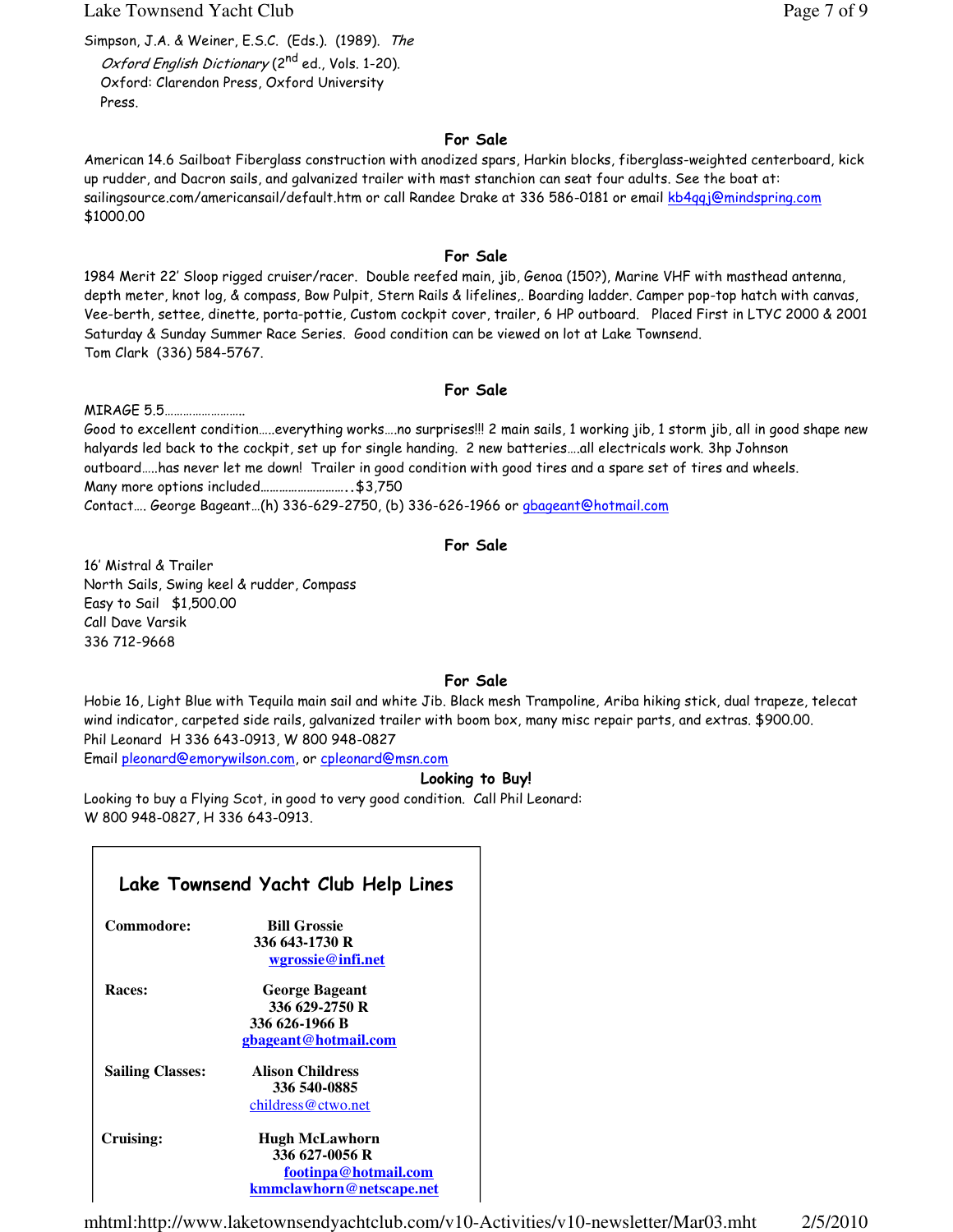Simpson, J.A. & Weiner, E.S.C. (Eds.). (1989). *The Oxford English Dictionary* (2nd ed., Vols. 1-20). Oxford: Clarendon Press, Oxford University Press.

## For Sale

American 14.6 Sailboat Fiberglass construction with anodized spars, Harkin blocks, fiberglass-weighted centerboard, kick up rudder, and Dacron sails, and galvanized trailer with mast stanchion can seat four adults. See the boat at: sailingsource.com/americansail/default.htm or call Randee Drake at 336 586-0181 or email kb4qqj@mindspring.com
$1000.00

## For Sale

1984 Merit 22' Sloop rigged cruiser/racer. Double reefed main, jib, Genoa (150?), Marine VHF with masthead antenna, depth meter, knot log, & compass, Bow Pulpit, Stern Rails & lifelines,. Boarding ladder. Camper pop-top hatch with canvas, Vee-berth, settee, dinette, porta-pottie, Custom cockpit cover, trailer, 6 HP outboard. Placed First in LTYC 2000 & 2001 Saturday & Sunday Summer Race Series. Good condition can be viewed on lot at Lake Townsend.
Tom Clark (336) 584-5767.

## For Sale

MIRAGE 5.5……………………..
Good to excellent condition…..everything works….no surprises!!! 2 main sails, 1 working jib, 1 storm jib, all in good shape new halyards led back to the cockpit, set up for single handing. 2 new batteries….all electricals work. 3hp Johnson outboard…..has never let me down! Trailer in good condition with good tires and a spare set of tires and wheels.
Many more options included………………………..$3,750
Contact…. George Bageant…(h) 336-629-2750, (b) 336-626-1966 or gbageant@hotmail.com

## For Sale

16' Mistral & Trailer
North Sails, Swing keel & rudder, Compass
Easy to Sail $1,500.00
Call Dave Varsik
336 712-9668

## For Sale

Hobie 16, Light Blue with Tequila main sail and white Jib. Black mesh Trampoline, Ariba hiking stick, dual trapeze, telecat wind indicator, carpeted side rails, galvanized trailer with boom box, many misc repair parts, and extras. $900.00.
Phil Leonard H 336 643-0913, W 800 948-0827
Email pleonard@emorywilson.com, or cpleonard@msn.com

## Looking to Buy!

Looking to buy a Flying Scot, in good to very good condition. Call Phil Leonard:
W 800 948-0827, H 336 643-0913.

## Lake Townsend Yacht Club Help Lines

**Commodore:** **Bill Grossie**
**336 643-1730 R**
**wgrossie@infi.net**

**Races:** **George Bageant**
**336 629-2750 R**
**336 626-1966 B**
**gbageant@hotmail.com**

**Sailing Classes:** **Alison Childress**
**336 540-0885**
childress@ctwo.net

**Cruising:** **Hugh McLawhorn**
**336 627-0056 R**
**footinpa@hotmail.com**
**kmmclawhorn@netscape.net**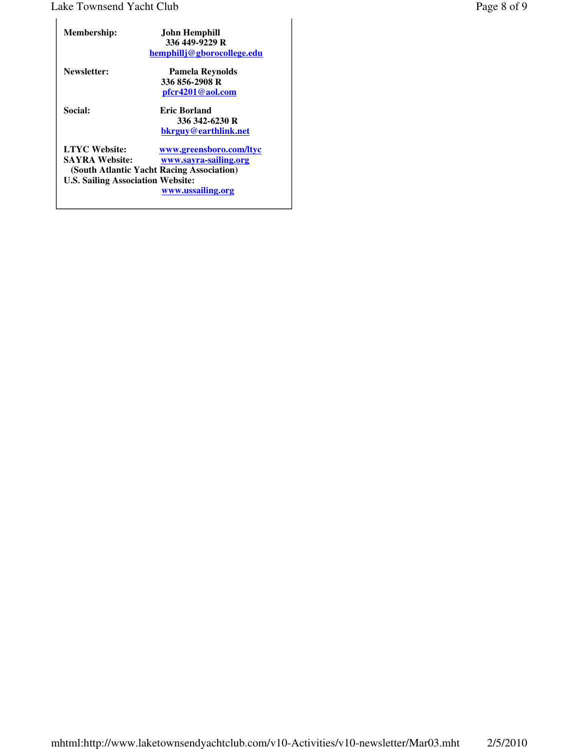| | |
|---|---|
| **Membership:** | **John Hemphill**<br>**336 449-9229 R**<br>**hemphillj@gborocollege.edu** |
| **Newsletter:** | **Pamela Reynolds**<br>**336 856-2908 R**<br>**pfcr4201@aol.com** |
| **Social:** | **Eric Borland**<br>**336 342-6230 R**<br>**bkrguy@earthlink.net** |
| **LTYC Website:** | **www.greensboro.com/ltyc** |
| **SAYRA Website:** | **www.sayra-sailing.org** |

**(South Atlantic Yacht Racing Association)**

**U.S. Sailing Association Website:**

**www.ussailing.org**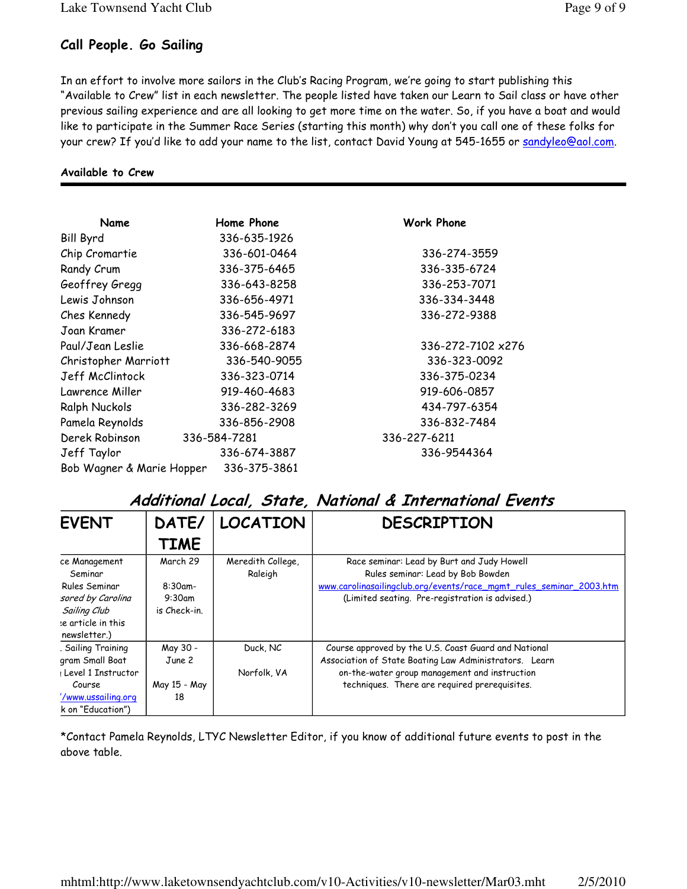## Call People. Go Sailing

In an effort to involve more sailors in the Club's Racing Program, we're going to start publishing this "Available to Crew" list in each newsletter. The people listed have taken our Learn to Sail class or have other previous sailing experience and are all looking to get more time on the water. So, if you have a boat and would like to participate in the Summer Race Series (starting this month) why don't you call one of these folks for your crew? If you'd like to add your name to the list, contact David Young at 545-1655 or sandyleo@aol.com.

### Available to Crew

| Name | Home Phone | Work Phone |
|---|---|---|
| Bill Byrd | 336-635-1926 | |
| Chip Cromartie | 336-601-0464 | 336-274-3559 |
| Randy Crum | 336-375-6465 | 336-335-6724 |
| Geoffrey Gregg | 336-643-8258 | 336-253-7071 |
| Lewis Johnson | 336-656-4971 | 336-334-3448 |
| Ches Kennedy | 336-545-9697 | 336-272-9388 |
| Joan Kramer | 336-272-6183 | |
| Paul/Jean Leslie | 336-668-2874 | 336-272-7102 x276 |
| Christopher Marriott | 336-540-9055 | 336-323-0092 |
| Jeff McClintock | 336-323-0714 | 336-375-0234 |
| Lawrence Miller | 919-460-4683 | 919-606-0857 |
| Ralph Nuckols | 336-282-3269 | 434-797-6354 |
| Pamela Reynolds | 336-856-2908 | 336-832-7484 |
| Derek Robinson | 336-584-7281 | 336-227-6211 |
| Jeff Taylor | 336-674-3887 | 336-9544364 |
| Bob Wagner & Marie Hopper | 336-375-3861 | |

## *Additional Local, State, National & International Events*

| EVENT | DATE/ TIME | LOCATION | DESCRIPTION |
|---|---|---|---|
| ce Management Seminar Rules Seminar *sored by Carolina Sailing Club* ze article in this newsletter.) | March 29<br><br>8:30am-9:30am is Check-in. | Meredith College, Raleigh | Race seminar: Lead by Burt and Judy Howell<br>Rules seminar: Lead by Bob Bowden<br>www.carolinasailingclub.org/events/race_mgmt_rules_seminar_2003.htm<br>(Limited seating. Pre-registration is advised.) |
| . Sailing Training gram Small Boat Level 1 Instructor Course '/www.ussailing.org k on "Education") | May 30 - June 2<br><br>May 15 - May 18 | Duck, NC<br><br>Norfolk, VA | Course approved by the U.S. Coast Guard and National Association of State Boating Law Administrators. Learn on-the-water group management and instruction techniques. There are required prerequisites. |

*Contact Pamela Reynolds, LTYC Newsletter Editor, if you know of additional future events to post in the above table.